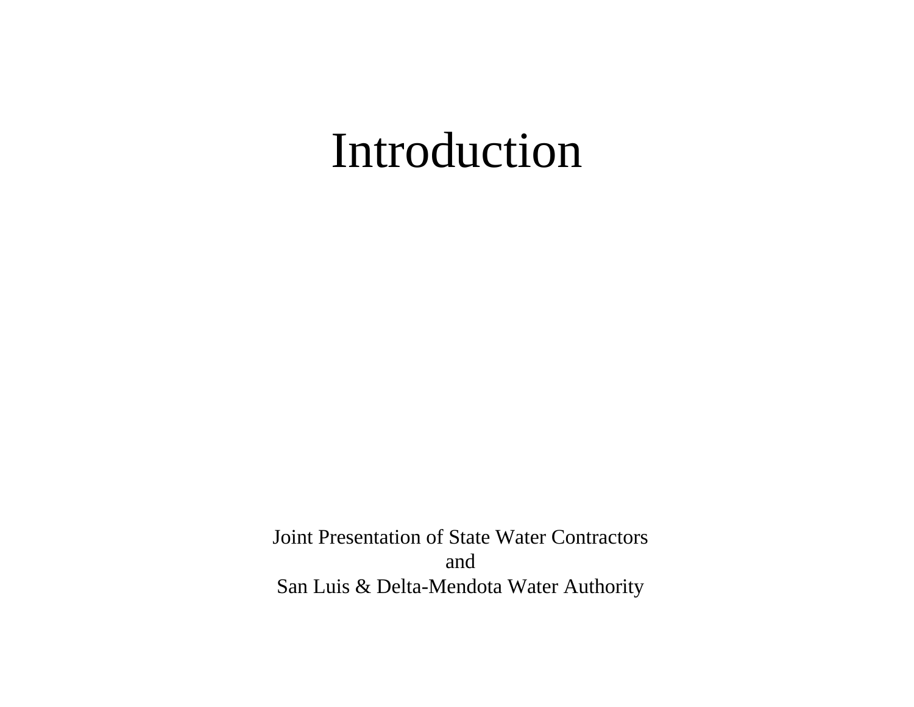# Introduction

Joint Presentation of State Water Contractors
and
San Luis & Delta-Mendota Water Authority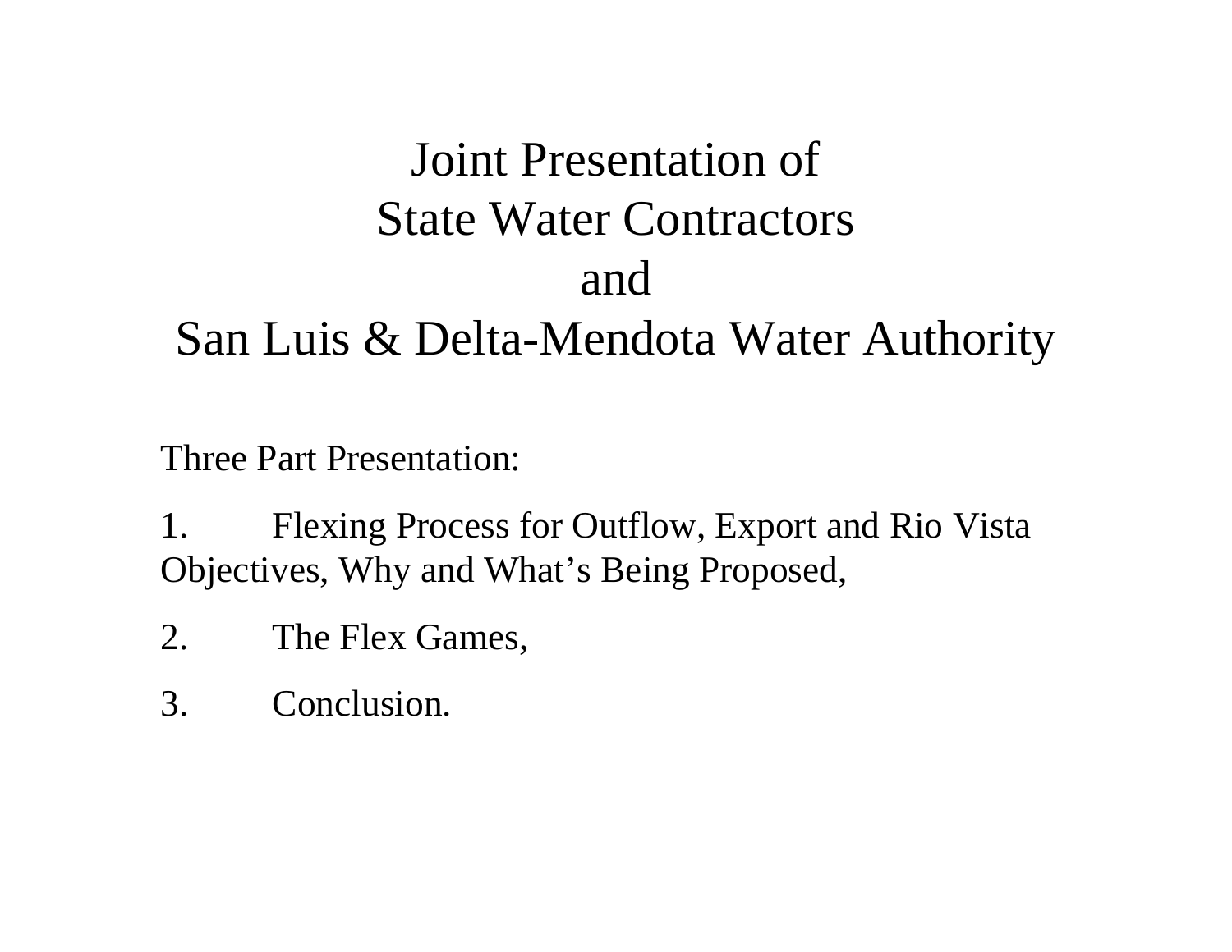# Joint Presentation of
# State Water Contractors
# and
# San Luis & Delta-Mendota Water Authority

Three Part Presentation:

1. Flexing Process for Outflow, Export and Rio Vista Objectives, Why and What’s Being Proposed,
2. The Flex Games,
3. Conclusion.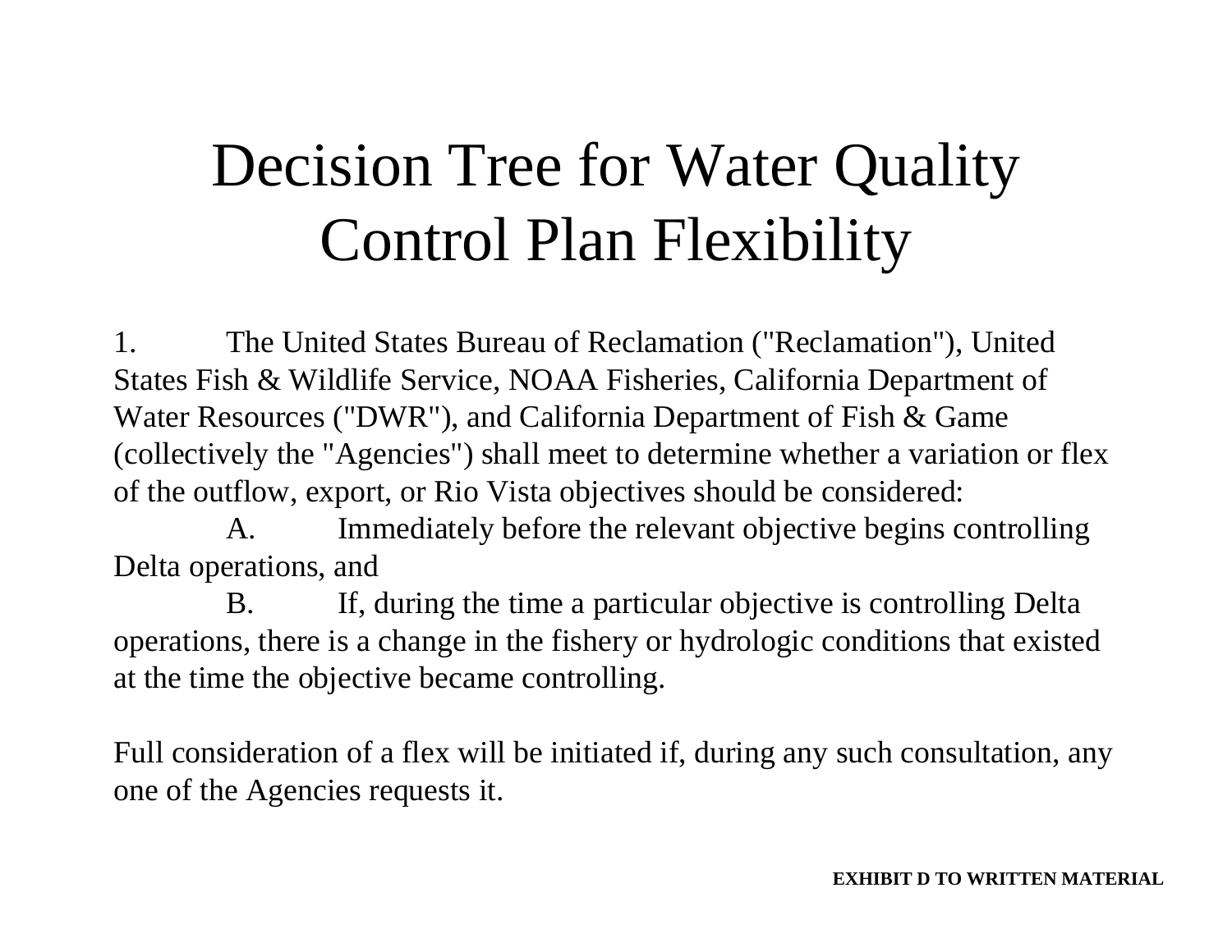# Decision Tree for Water Quality Control Plan Flexibility

1. The United States Bureau of Reclamation ("Reclamation"), United States Fish & Wildlife Service, NOAA Fisheries, California Department of Water Resources ("DWR"), and California Department of Fish & Game (collectively the "Agencies") shall meet to determine whether a variation or flex of the outflow, export, or Rio Vista objectives should be considered:

   A. Immediately before the relevant objective begins controlling Delta operations, and

   B. If, during the time a particular objective is controlling Delta operations, there is a change in the fishery or hydrologic conditions that existed at the time the objective became controlling.

Full consideration of a flex will be initiated if, during any such consultation, any one of the Agencies requests it.

**EXHIBIT D TO WRITTEN MATERIAL**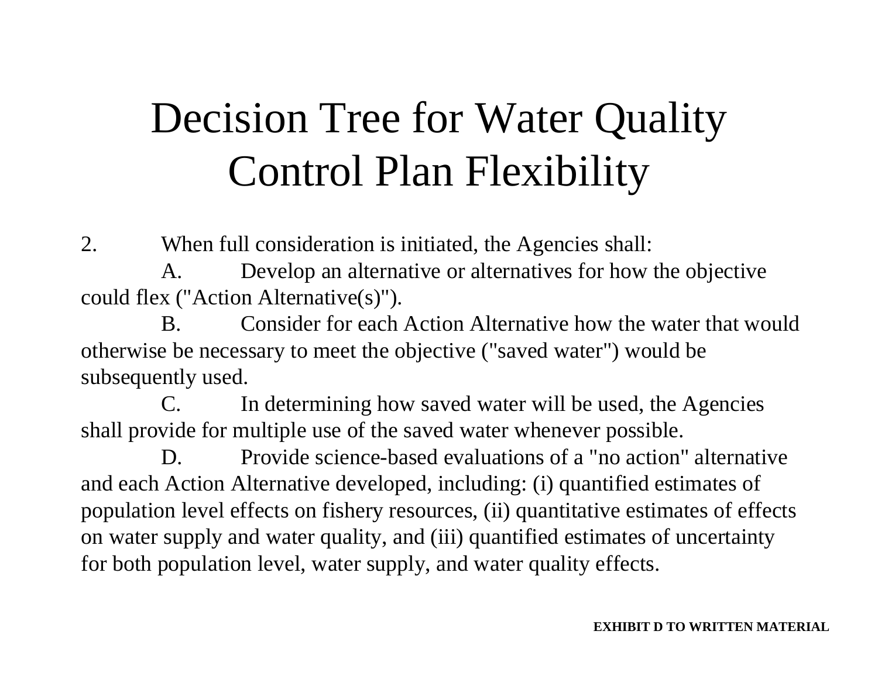# Decision Tree for Water Quality Control Plan Flexibility

2. When full consideration is initiated, the Agencies shall:

   A. Develop an alternative or alternatives for how the objective could flex ("Action Alternative(s)").

   B. Consider for each Action Alternative how the water that would otherwise be necessary to meet the objective ("saved water") would be subsequently used.

   C. In determining how saved water will be used, the Agencies shall provide for multiple use of the saved water whenever possible.

   D. Provide science-based evaluations of a "no action" alternative and each Action Alternative developed, including: (i) quantified estimates of population level effects on fishery resources, (ii) quantitative estimates of effects on water supply and water quality, and (iii) quantified estimates of uncertainty for both population level, water supply, and water quality effects.

**EXHIBIT D TO WRITTEN MATERIAL**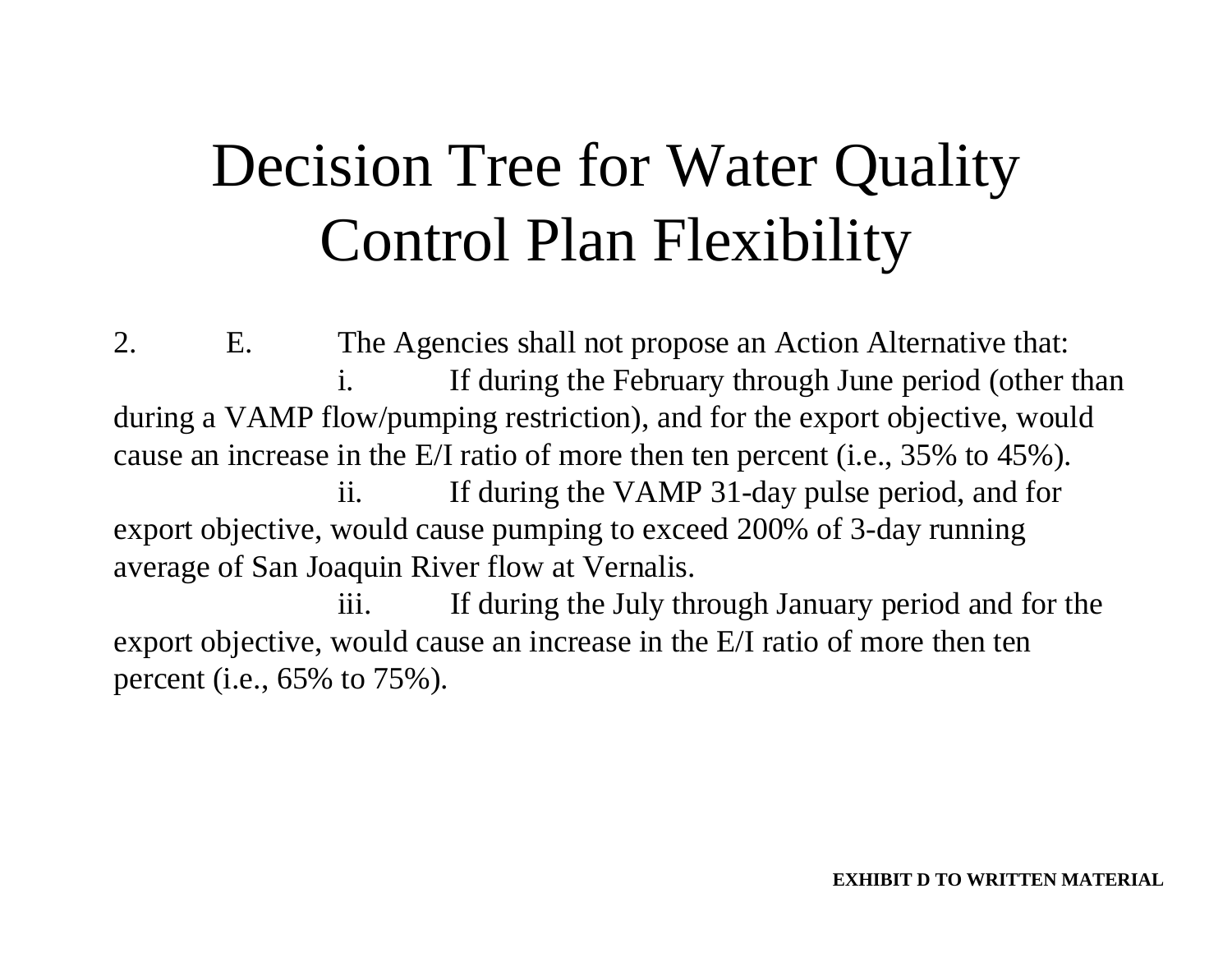# Decision Tree for Water Quality Control Plan Flexibility

2. E. The Agencies shall not propose an Action Alternative that:

i. If during the February through June period (other than during a VAMP flow/pumping restriction), and for the export objective, would cause an increase in the E/I ratio of more then ten percent (i.e., 35% to 45%).

ii. If during the VAMP 31-day pulse period, and for export objective, would cause pumping to exceed 200% of 3-day running average of San Joaquin River flow at Vernalis.

iii. If during the July through January period and for the export objective, would cause an increase in the E/I ratio of more then ten percent (i.e., 65% to 75%).

**EXHIBIT D TO WRITTEN MATERIAL**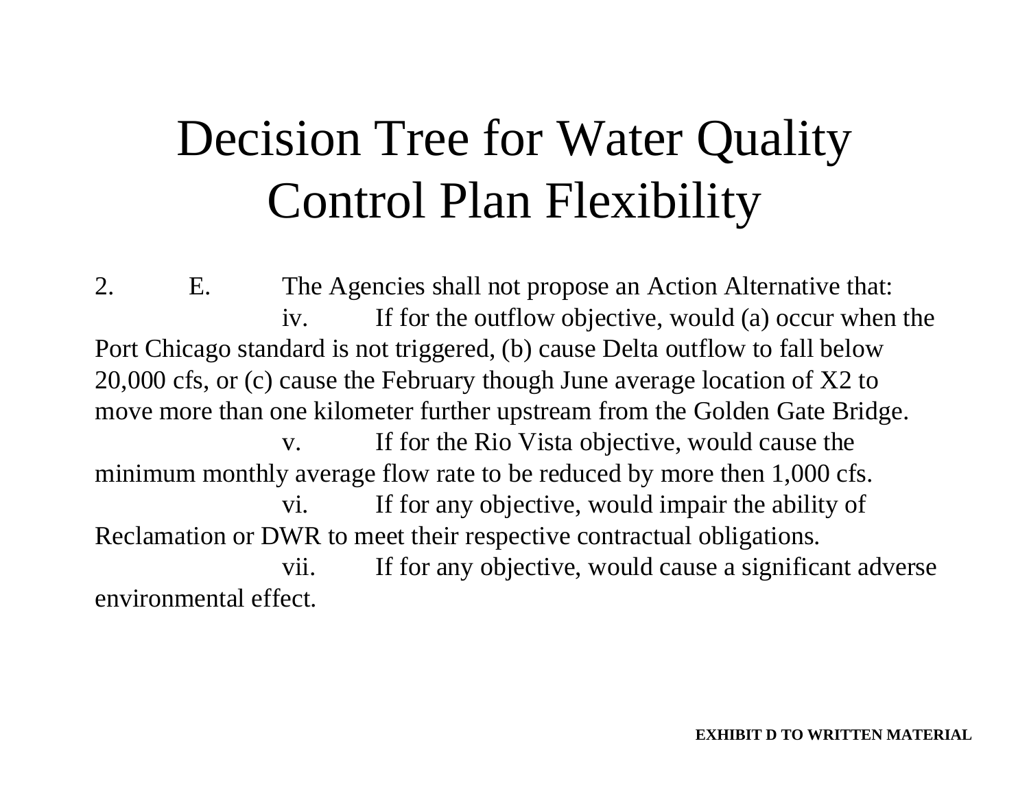# Decision Tree for Water Quality Control Plan Flexibility

2. E. The Agencies shall not propose an Action Alternative that:

iv. If for the outflow objective, would (a) occur when the Port Chicago standard is not triggered, (b) cause Delta outflow to fall below 20,000 cfs, or (c) cause the February though June average location of X2 to move more than one kilometer further upstream from the Golden Gate Bridge.

v. If for the Rio Vista objective, would cause the minimum monthly average flow rate to be reduced by more then 1,000 cfs.

vi. If for any objective, would impair the ability of Reclamation or DWR to meet their respective contractual obligations.

vii. If for any objective, would cause a significant adverse environmental effect.

**EXHIBIT D TO WRITTEN MATERIAL**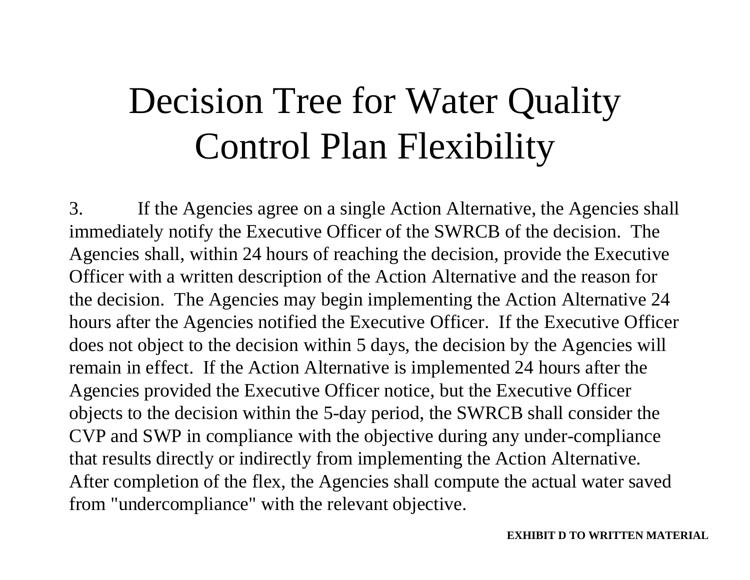# Decision Tree for Water Quality Control Plan Flexibility

3. If the Agencies agree on a single Action Alternative, the Agencies shall immediately notify the Executive Officer of the SWRCB of the decision. The Agencies shall, within 24 hours of reaching the decision, provide the Executive Officer with a written description of the Action Alternative and the reason for the decision. The Agencies may begin implementing the Action Alternative 24 hours after the Agencies notified the Executive Officer. If the Executive Officer does not object to the decision within 5 days, the decision by the Agencies will remain in effect. If the Action Alternative is implemented 24 hours after the Agencies provided the Executive Officer notice, but the Executive Officer objects to the decision within the 5-day period, the SWRCB shall consider the CVP and SWP in compliance with the objective during any under-compliance that results directly or indirectly from implementing the Action Alternative. After completion of the flex, the Agencies shall compute the actual water saved from "undercompliance" with the relevant objective.

**EXHIBIT D TO WRITTEN MATERIAL**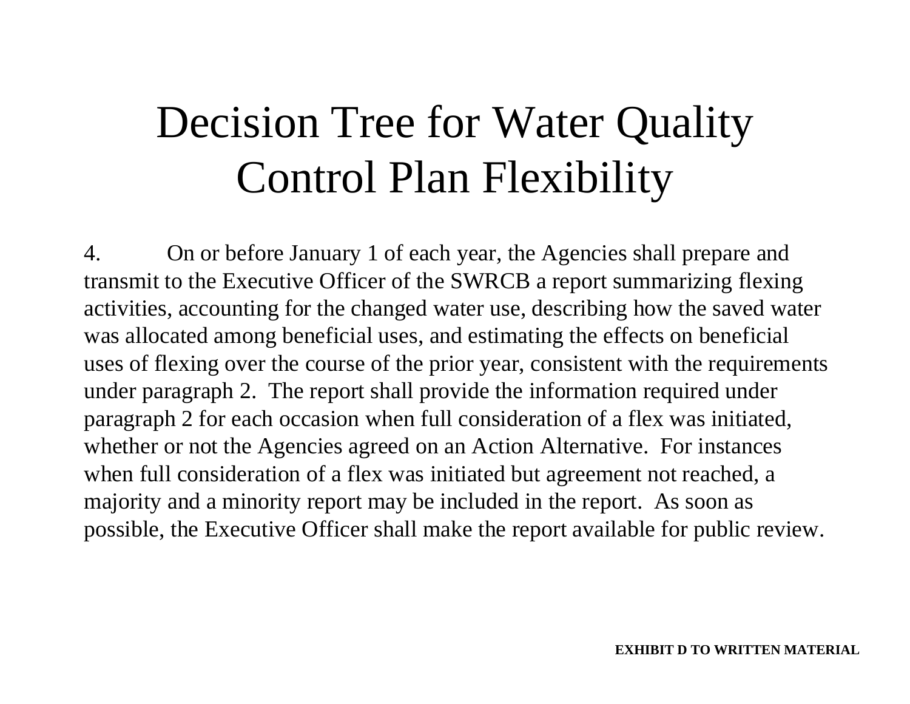# Decision Tree for Water Quality Control Plan Flexibility

4. On or before January 1 of each year, the Agencies shall prepare and transmit to the Executive Officer of the SWRCB a report summarizing flexing activities, accounting for the changed water use, describing how the saved water was allocated among beneficial uses, and estimating the effects on beneficial uses of flexing over the course of the prior year, consistent with the requirements under paragraph 2. The report shall provide the information required under paragraph 2 for each occasion when full consideration of a flex was initiated, whether or not the Agencies agreed on an Action Alternative. For instances when full consideration of a flex was initiated but agreement not reached, a majority and a minority report may be included in the report. As soon as possible, the Executive Officer shall make the report available for public review.

**EXHIBIT D TO WRITTEN MATERIAL**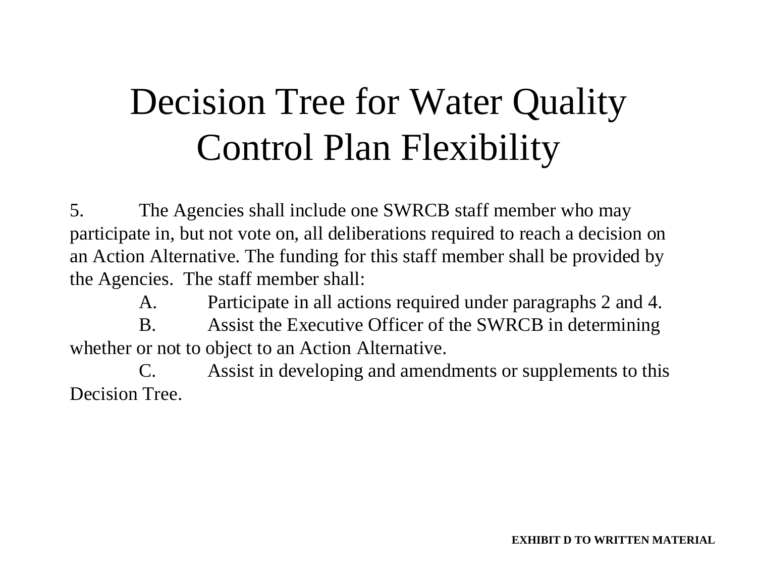# Decision Tree for Water Quality Control Plan Flexibility

5. The Agencies shall include one SWRCB staff member who may participate in, but not vote on, all deliberations required to reach a decision on an Action Alternative. The funding for this staff member shall be provided by the Agencies. The staff member shall:

   A. Participate in all actions required under paragraphs 2 and 4.

   B. Assist the Executive Officer of the SWRCB in determining whether or not to object to an Action Alternative.

   C. Assist in developing and amendments or supplements to this Decision Tree.

**EXHIBIT D TO WRITTEN MATERIAL**